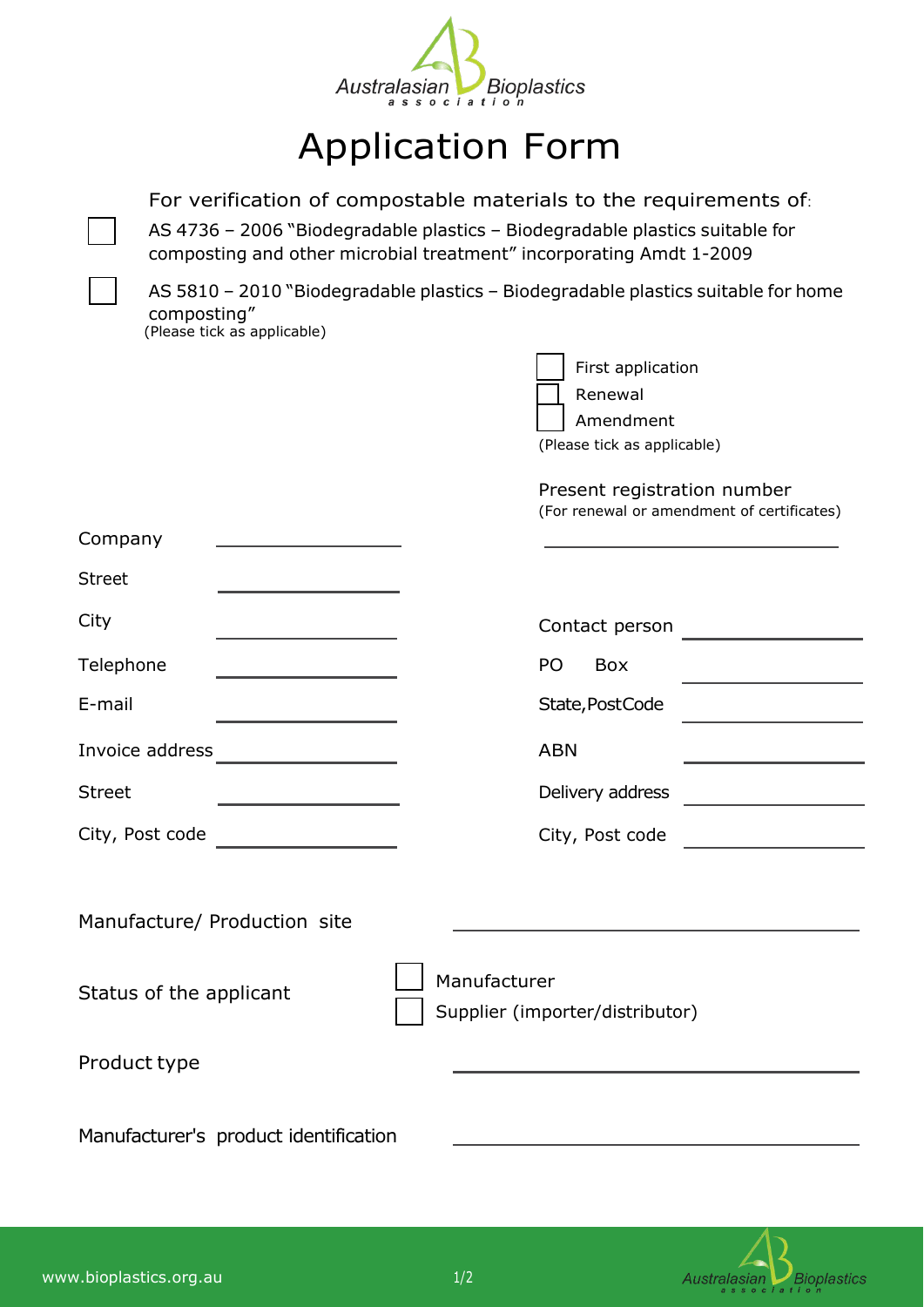Australasian Bioplastics association

# Application Form

For verification of compostable materials to the requirements of:

- ☐ AS 4736 – 2006 "Biodegradable plastics – Biodegradable plastics suitable for composting and other microbial treatment" incorporating Amdt 1-2009
- ☐ AS 5810 – 2010 "Biodegradable plastics – Biodegradable plastics suitable for home composting"

(Please tick as applicable)

- ☐ First application
- ☐ Renewal
- ☐ Amendment

(Please tick as applicable)

Present registration number
(For renewal or amendment of certificates)

______________________________

Company ____________________

Street ____________________

City ____________________

Telephone ____________________

E-mail ____________________

Invoice address ____________________

Street ____________________

City, Post code ____________________

Contact person ____________________

PO Box ____________________

State, PostCode ____________________

ABN ____________________

Delivery address ____________________

City, Post code ____________________

Manufacture/ Production site ______________________________

Status of the applicant

- ☐ Manufacturer
- ☐ Supplier (importer/distributor)

Product type ______________________________

Manufacturer's product identification ______________________________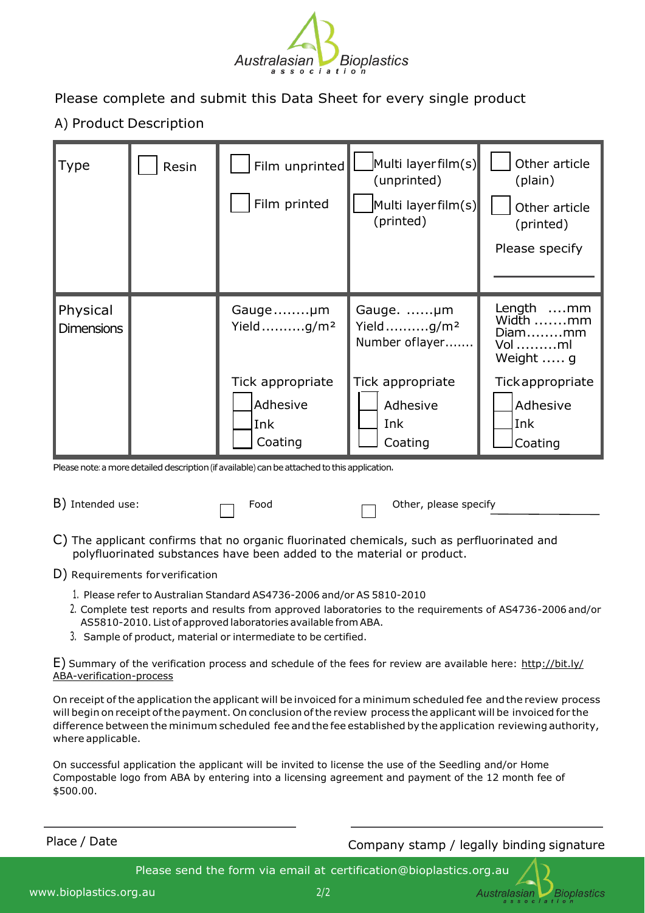Australasian Bioplastics association

Please complete and submit this Data Sheet for every single product

A) Product Description

| | | | | |
|---|---|---|---|---|
| Type | ☐ Resin | ☐ Film unprinted<br>☐ Film printed | ☐ Multi layer film(s) (unprinted)<br>☐ Multi layer film(s) (printed) | ☐ Other article (plain)<br>☐ Other article (printed)<br>Please specify ______ |
| Physical Dimensions | | Gauge........µm<br>Yield..........g/m²<br><br>Tick appropriate<br>☐ Adhesive<br>☐ Ink<br>☐ Coating | Gauge. ......µm<br>Yield..........g/m²<br>Number of layer.......<br><br>Tick appropriate<br>☐ Adhesive<br>☐ Ink<br>☐ Coating | Length ....mm<br>Width .......mm<br>Diam........mm<br>Vol .........ml<br>Weight ..... g<br><br>Tick appropriate<br>☐ Adhesive<br>☐ Ink<br>☐ Coating |

Please note: a more detailed description (if available) can be attached to this application.

B) Intended use: ☐ Food ☐ Other, please specify ______________

C) The applicant confirms that no organic fluorinated chemicals, such as perfluorinated and polyfluorinated substances have been added to the material or product.

D) Requirements for verification

1. Please refer to Australian Standard AS4736-2006 and/or AS 5810-2010
2. Complete test reports and results from approved laboratories to the requirements of AS4736-2006 and/or AS5810-2010. List of approved laboratories available from ABA.
3. Sample of product, material or intermediate to be certified.

E) Summary of the verification process and schedule of the fees for review are available here: http://bit.ly/ABA-verification-process

On receipt of the application the applicant will be invoiced for a minimum scheduled fee and the review process will begin on receipt of the payment. On conclusion of the review process the applicant will be invoiced for the difference between the minimum scheduled fee and the fee established by the application reviewing authority, where applicable.

On successful application the applicant will be invited to license the use of the Seedling and/or Home Compostable logo from ABA by entering into a licensing agreement and payment of the 12 month fee of $500.00.

______________________________ ______________________________

Place / Date Company stamp / legally binding signature

Please send the form via email at certification@bioplastics.org.au

www.bioplastics.org.au